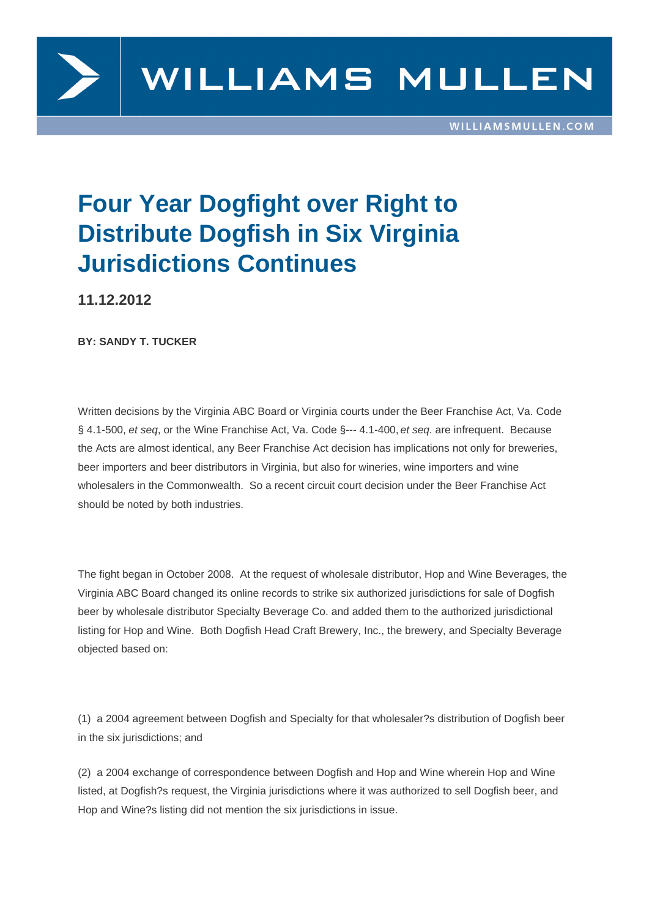# Four Year Dogfight over Right to Distribute Dogfish in Six Virginia Jurisdictions Continues

**11.12.2012**

**BY: SANDY T. TUCKER**

Written decisions by the Virginia ABC Board or Virginia courts under the Beer Franchise Act, Va. Code § 4.1-500, *et seq*, or the Wine Franchise Act, Va. Code §--- 4.1-400, *et seq*. are infrequent. Because the Acts are almost identical, any Beer Franchise Act decision has implications not only for breweries, beer importers and beer distributors in Virginia, but also for wineries, wine importers and wine wholesalers in the Commonwealth. So a recent circuit court decision under the Beer Franchise Act should be noted by both industries.

The fight began in October 2008. At the request of wholesale distributor, Hop and Wine Beverages, the Virginia ABC Board changed its online records to strike six authorized jurisdictions for sale of Dogfish beer by wholesale distributor Specialty Beverage Co. and added them to the authorized jurisdictional listing for Hop and Wine. Both Dogfish Head Craft Brewery, Inc., the brewery, and Specialty Beverage objected based on:

(1) a 2004 agreement between Dogfish and Specialty for that wholesaler?s distribution of Dogfish beer in the six jurisdictions; and

(2) a 2004 exchange of correspondence between Dogfish and Hop and Wine wherein Hop and Wine listed, at Dogfish?s request, the Virginia jurisdictions where it was authorized to sell Dogfish beer, and Hop and Wine?s listing did not mention the six jurisdictions in issue.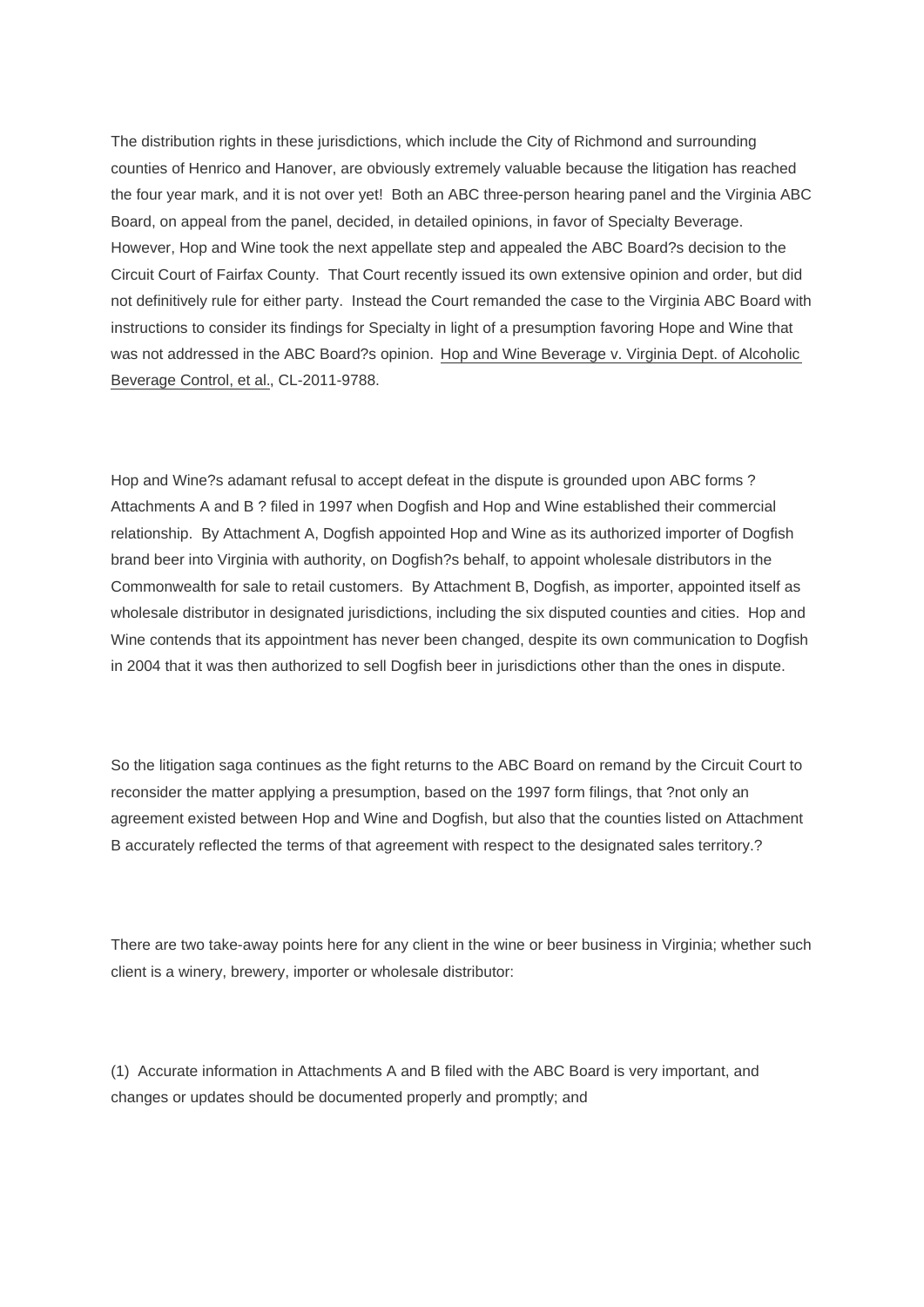The distribution rights in these jurisdictions, which include the City of Richmond and surrounding counties of Henrico and Hanover, are obviously extremely valuable because the litigation has reached the four year mark, and it is not over yet! Both an ABC three-person hearing panel and the Virginia ABC Board, on appeal from the panel, decided, in detailed opinions, in favor of Specialty Beverage. However, Hop and Wine took the next appellate step and appealed the ABC Board?s decision to the Circuit Court of Fairfax County. That Court recently issued its own extensive opinion and order, but did not definitively rule for either party. Instead the Court remanded the case to the Virginia ABC Board with instructions to consider its findings for Specialty in light of a presumption favoring Hope and Wine that was not addressed in the ABC Board?s opinion. Hop and Wine Beverage v. Virginia Dept. of Alcoholic Beverage Control, et al., CL-2011-9788.

Hop and Wine?s adamant refusal to accept defeat in the dispute is grounded upon ABC forms ? Attachments A and B ? filed in 1997 when Dogfish and Hop and Wine established their commercial relationship. By Attachment A, Dogfish appointed Hop and Wine as its authorized importer of Dogfish brand beer into Virginia with authority, on Dogfish?s behalf, to appoint wholesale distributors in the Commonwealth for sale to retail customers. By Attachment B, Dogfish, as importer, appointed itself as wholesale distributor in designated jurisdictions, including the six disputed counties and cities. Hop and Wine contends that its appointment has never been changed, despite its own communication to Dogfish in 2004 that it was then authorized to sell Dogfish beer in jurisdictions other than the ones in dispute.

So the litigation saga continues as the fight returns to the ABC Board on remand by the Circuit Court to reconsider the matter applying a presumption, based on the 1997 form filings, that ?not only an agreement existed between Hop and Wine and Dogfish, but also that the counties listed on Attachment B accurately reflected the terms of that agreement with respect to the designated sales territory.?

There are two take-away points here for any client in the wine or beer business in Virginia; whether such client is a winery, brewery, importer or wholesale distributor:

(1) Accurate information in Attachments A and B filed with the ABC Board is very important, and changes or updates should be documented properly and promptly; and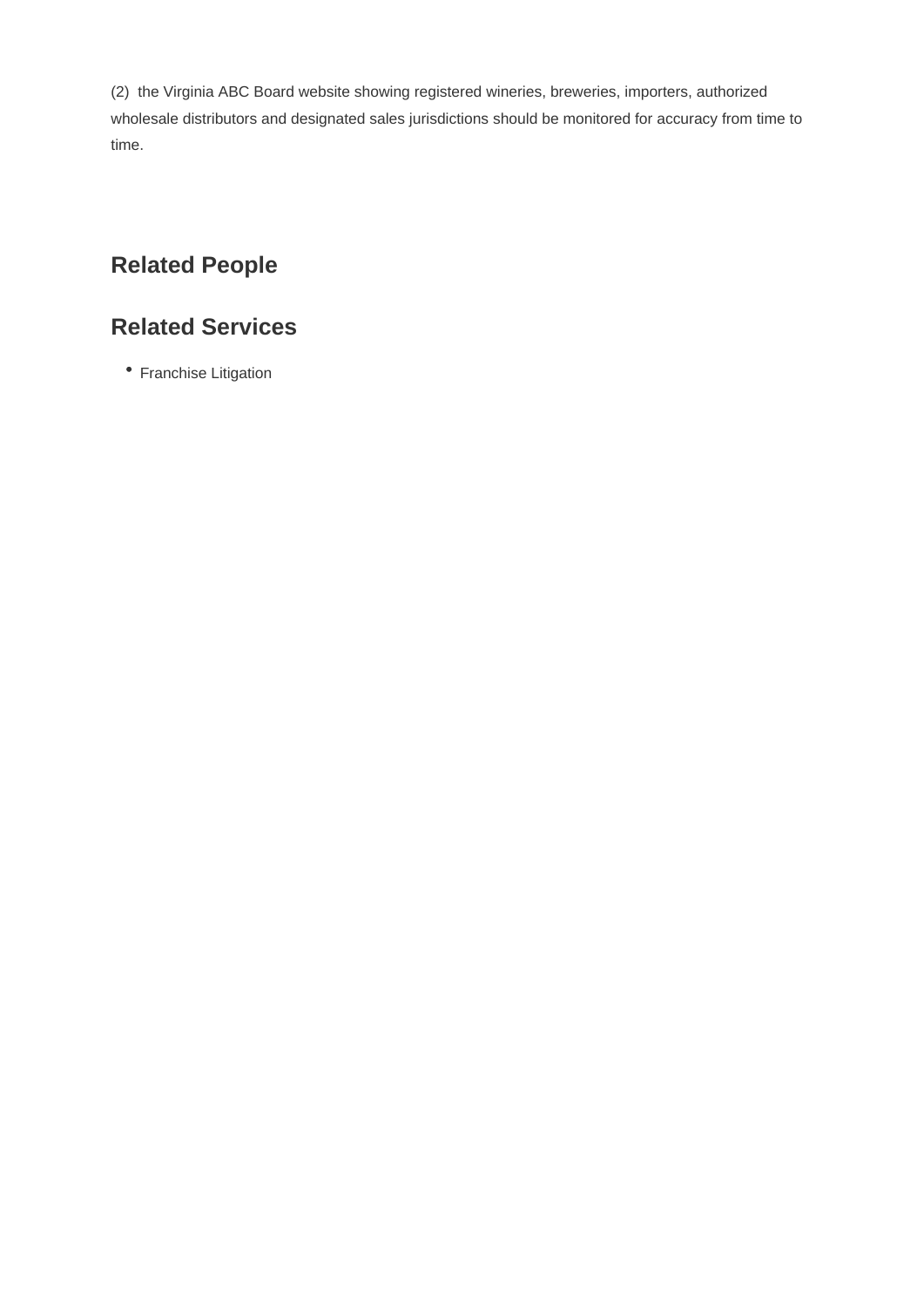(2) the Virginia ABC Board website showing registered wineries, breweries, importers, authorized wholesale distributors and designated sales jurisdictions should be monitored for accuracy from time to time.

## Related People

## Related Services

- Franchise Litigation